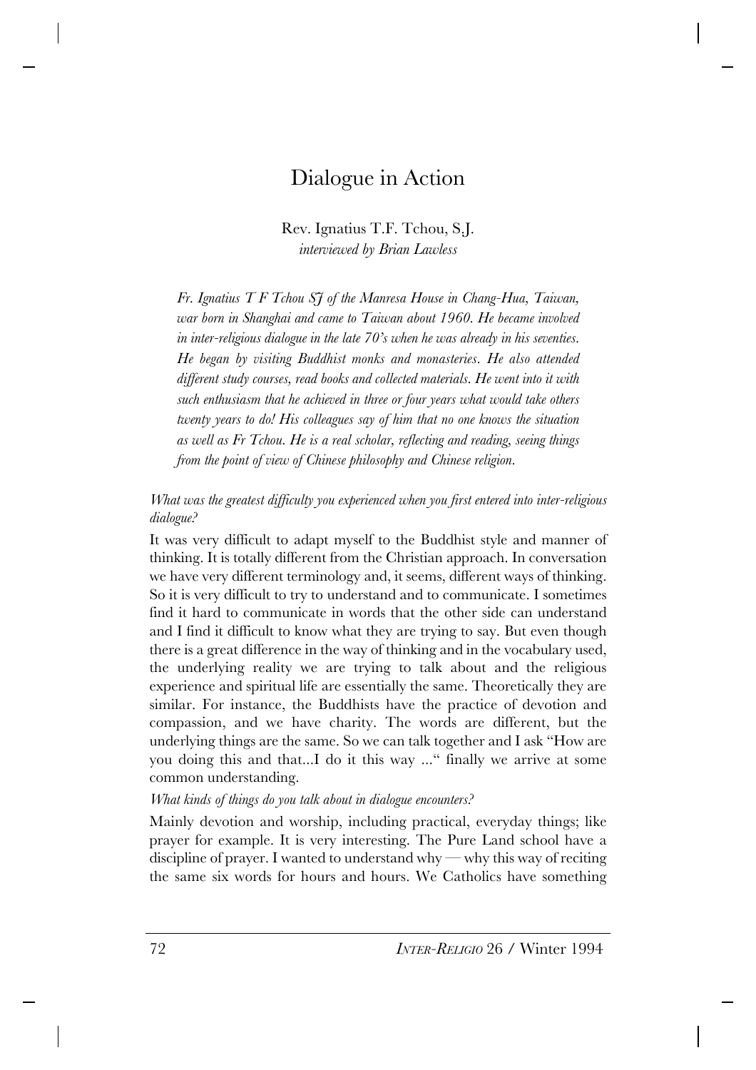# Dialogue in Action

Rev. Ignatius T.F. Tchou, S.J.
*interviewed by Brian Lawless*

*Fr. Ignatius T F Tchou SJ of the Manresa House in Chang-Hua, Taiwan, war born in Shanghai and came to Taiwan about 1960. He became involved in inter-religious dialogue in the late 70's when he was already in his seventies. He began by visiting Buddhist monks and monasteries. He also attended different study courses, read books and collected materials. He went into it with such enthusiasm that he achieved in three or four years what would take others twenty years to do! His colleagues say of him that no one knows the situation as well as Fr Tchou. He is a real scholar, reflecting and reading, seeing things from the point of view of Chinese philosophy and Chinese religion.*

*What was the greatest difficulty you experienced when you first entered into inter-religious dialogue?*

It was very difficult to adapt myself to the Buddhist style and manner of thinking. It is totally different from the Christian approach. In conversation we have very different terminology and, it seems, different ways of thinking. So it is very difficult to try to understand and to communicate. I sometimes find it hard to communicate in words that the other side can understand and I find it difficult to know what they are trying to say. But even though there is a great difference in the way of thinking and in the vocabulary used, the underlying reality we are trying to talk about and the religious experience and spiritual life are essentially the same. Theoretically they are similar. For instance, the Buddhists have the practice of devotion and compassion, and we have charity. The words are different, but the underlying things are the same. So we can talk together and I ask "How are you doing this and that...I do it this way ..." finally we arrive at some common understanding.

*What kinds of things do you talk about in dialogue encounters?*

Mainly devotion and worship, including practical, everyday things; like prayer for example. It is very interesting. The Pure Land school have a discipline of prayer. I wanted to understand why — why this way of reciting the same six words for hours and hours. We Catholics have something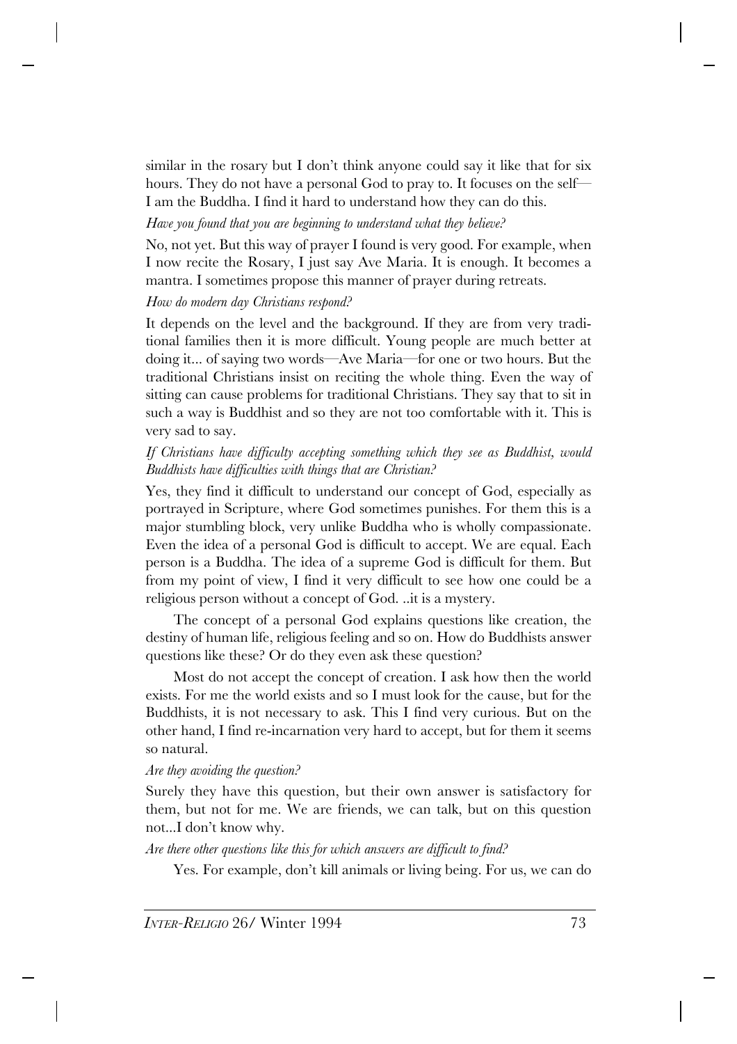similar in the rosary but I don't think anyone could say it like that for six hours. They do not have a personal God to pray to. It focuses on the self—I am the Buddha. I find it hard to understand how they can do this.

*Have you found that you are beginning to understand what they believe?*

No, not yet. But this way of prayer I found is very good. For example, when I now recite the Rosary, I just say Ave Maria. It is enough. It becomes a mantra. I sometimes propose this manner of prayer during retreats.

*How do modern day Christians respond?*

It depends on the level and the background. If they are from very traditional families then it is more difficult. Young people are much better at doing it... of saying two words—Ave Maria—for one or two hours. But the traditional Christians insist on reciting the whole thing. Even the way of sitting can cause problems for traditional Christians. They say that to sit in such a way is Buddhist and so they are not too comfortable with it. This is very sad to say.

*If Christians have difficulty accepting something which they see as Buddhist, would Buddhists have difficulties with things that are Christian?*

Yes, they find it difficult to understand our concept of God, especially as portrayed in Scripture, where God sometimes punishes. For them this is a major stumbling block, very unlike Buddha who is wholly compassionate. Even the idea of a personal God is difficult to accept. We are equal. Each person is a Buddha. The idea of a supreme God is difficult for them. But from my point of view, I find it very difficult to see how one could be a religious person without a concept of God. ..it is a mystery.

The concept of a personal God explains questions like creation, the destiny of human life, religious feeling and so on. How do Buddhists answer questions like these? Or do they even ask these question?

Most do not accept the concept of creation. I ask how then the world exists. For me the world exists and so I must look for the cause, but for the Buddhists, it is not necessary to ask. This I find very curious. But on the other hand, I find re-incarnation very hard to accept, but for them it seems so natural.

*Are they avoiding the question?*

Surely they have this question, but their own answer is satisfactory for them, but not for me. We are friends, we can talk, but on this question not...I don't know why.

*Are there other questions like this for which answers are difficult to find?*

Yes. For example, don't kill animals or living being. For us, we can do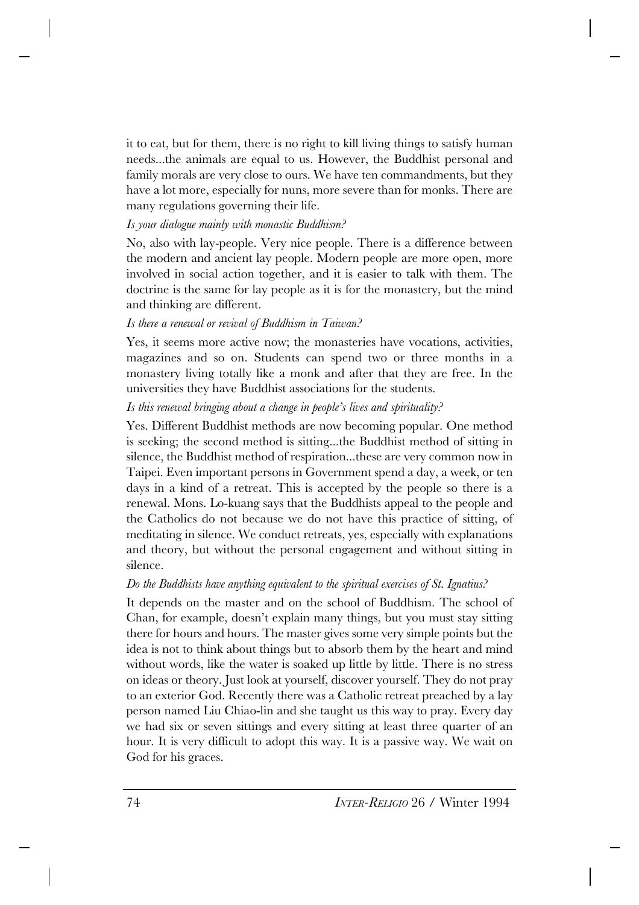it to eat, but for them, there is no right to kill living things to satisfy human needs...the animals are equal to us. However, the Buddhist personal and family morals are very close to ours. We have ten commandments, but they have a lot more, especially for nuns, more severe than for monks. There are many regulations governing their life.

*Is your dialogue mainly with monastic Buddhism?*

No, also with lay-people. Very nice people. There is a difference between the modern and ancient lay people. Modern people are more open, more involved in social action together, and it is easier to talk with them. The doctrine is the same for lay people as it is for the monastery, but the mind and thinking are different.

*Is there a renewal or revival of Buddhism in Taiwan?*

Yes, it seems more active now; the monasteries have vocations, activities, magazines and so on. Students can spend two or three months in a monastery living totally like a monk and after that they are free. In the universities they have Buddhist associations for the students.

*Is this renewal bringing about a change in people's lives and spirituality?*

Yes. Different Buddhist methods are now becoming popular. One method is seeking; the second method is sitting...the Buddhist method of sitting in silence, the Buddhist method of respiration...these are very common now in Taipei. Even important persons in Government spend a day, a week, or ten days in a kind of a retreat. This is accepted by the people so there is a renewal. Mons. Lo-kuang says that the Buddhists appeal to the people and the Catholics do not because we do not have this practice of sitting, of meditating in silence. We conduct retreats, yes, especially with explanations and theory, but without the personal engagement and without sitting in silence.

*Do the Buddhists have anything equivalent to the spiritual exercises of St. Ignatius?*

It depends on the master and on the school of Buddhism. The school of Chan, for example, doesn't explain many things, but you must stay sitting there for hours and hours. The master gives some very simple points but the idea is not to think about things but to absorb them by the heart and mind without words, like the water is soaked up little by little. There is no stress on ideas or theory. Just look at yourself, discover yourself. They do not pray to an exterior God. Recently there was a Catholic retreat preached by a lay person named Liu Chiao-lin and she taught us this way to pray. Every day we had six or seven sittings and every sitting at least three quarter of an hour. It is very difficult to adopt this way. It is a passive way. We wait on God for his graces.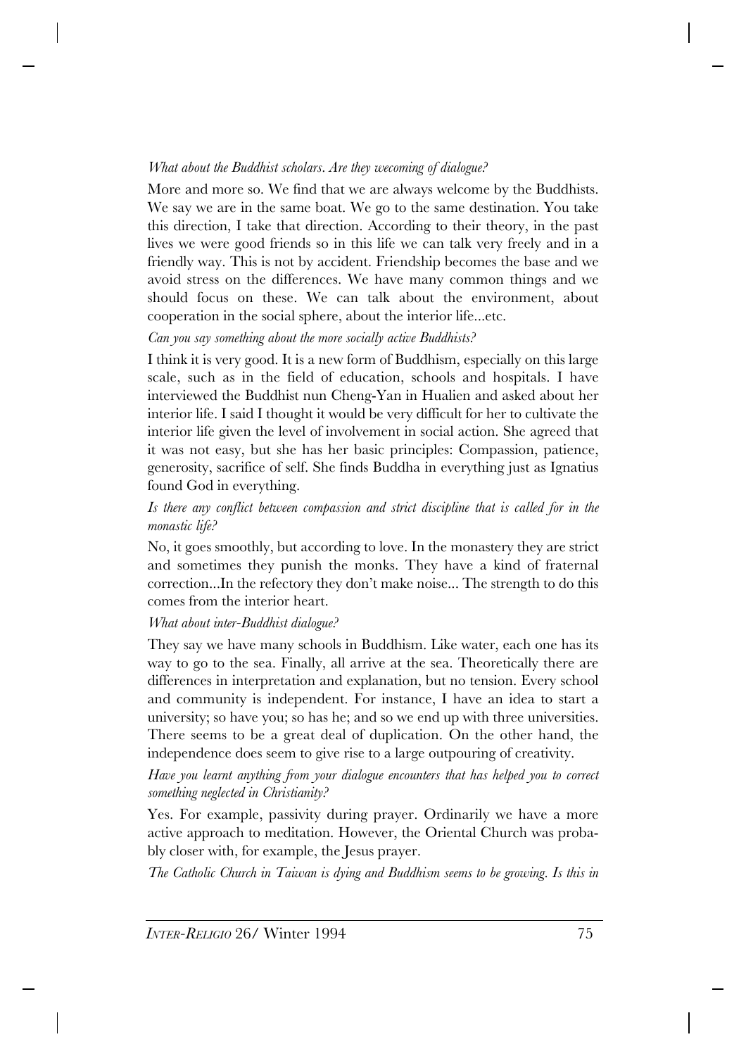*What about the Buddhist scholars. Are they wecoming of dialogue?*

More and more so. We find that we are always welcome by the Buddhists. We say we are in the same boat. We go to the same destination. You take this direction, I take that direction. According to their theory, in the past lives we were good friends so in this life we can talk very freely and in a friendly way. This is not by accident. Friendship becomes the base and we avoid stress on the differences. We have many common things and we should focus on these. We can talk about the environment, about cooperation in the social sphere, about the interior life...etc.

*Can you say something about the more socially active Buddhists?*

I think it is very good. It is a new form of Buddhism, especially on this large scale, such as in the field of education, schools and hospitals. I have interviewed the Buddhist nun Cheng-Yan in Hualien and asked about her interior life. I said I thought it would be very difficult for her to cultivate the interior life given the level of involvement in social action. She agreed that it was not easy, but she has her basic principles: Compassion, patience, generosity, sacrifice of self. She finds Buddha in everything just as Ignatius found God in everything.

*Is there any conflict between compassion and strict discipline that is called for in the monastic life?*

No, it goes smoothly, but according to love. In the monastery they are strict and sometimes they punish the monks. They have a kind of fraternal correction...In the refectory they don't make noise... The strength to do this comes from the interior heart.

*What about inter-Buddhist dialogue?*

They say we have many schools in Buddhism. Like water, each one has its way to go to the sea. Finally, all arrive at the sea. Theoretically there are differences in interpretation and explanation, but no tension. Every school and community is independent. For instance, I have an idea to start a university; so have you; so has he; and so we end up with three universities. There seems to be a great deal of duplication. On the other hand, the independence does seem to give rise to a large outpouring of creativity.

*Have you learnt anything from your dialogue encounters that has helped you to correct something neglected in Christianity?*

Yes. For example, passivity during prayer. Ordinarily we have a more active approach to meditation. However, the Oriental Church was probably closer with, for example, the Jesus prayer.

*The Catholic Church in Taiwan is dying and Buddhism seems to be growing. Is this in*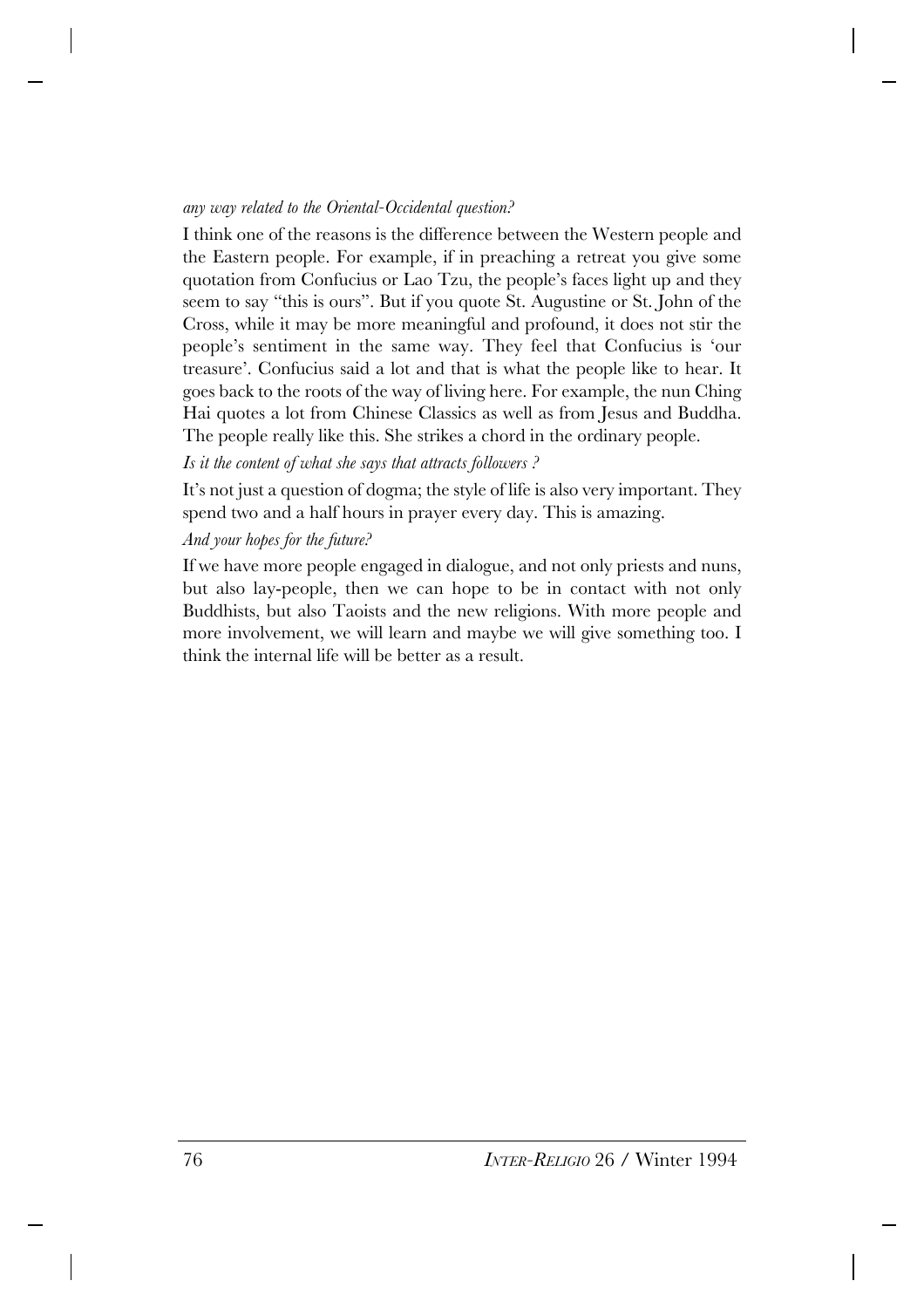*any way related to the Oriental-Occidental question?*

I think one of the reasons is the difference between the Western people and the Eastern people. For example, if in preaching a retreat you give some quotation from Confucius or Lao Tzu, the people's faces light up and they seem to say "this is ours". But if you quote St. Augustine or St. John of the Cross, while it may be more meaningful and profound, it does not stir the people's sentiment in the same way. They feel that Confucius is 'our treasure'. Confucius said a lot and that is what the people like to hear. It goes back to the roots of the way of living here. For example, the nun Ching Hai quotes a lot from Chinese Classics as well as from Jesus and Buddha. The people really like this. She strikes a chord in the ordinary people.

*Is it the content of what she says that attracts followers ?*

It's not just a question of dogma; the style of life is also very important. They spend two and a half hours in prayer every day. This is amazing.

*And your hopes for the future?*

If we have more people engaged in dialogue, and not only priests and nuns, but also lay-people, then we can hope to be in contact with not only Buddhists, but also Taoists and the new religions. With more people and more involvement, we will learn and maybe we will give something too. I think the internal life will be better as a result.